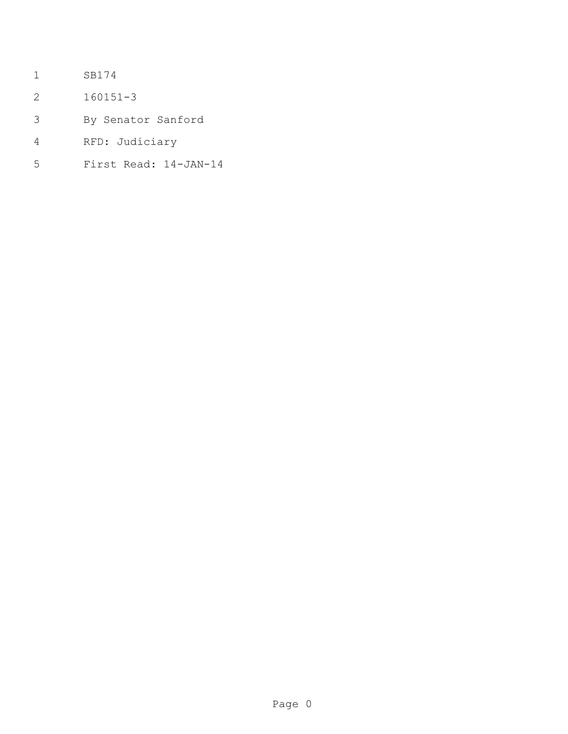SB174

160151-3

By Senator Sanford

RFD: Judiciary

First Read: 14-JAN-14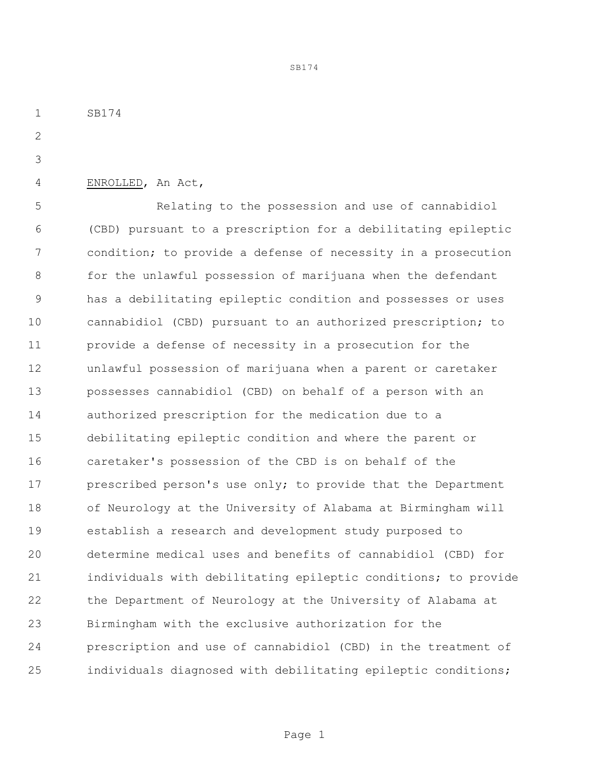SB174

ENROLLED, An Act,

Relating to the possession and use of cannabidiol (CBD) pursuant to a prescription for a debilitating epileptic condition; to provide a defense of necessity in a prosecution for the unlawful possession of marijuana when the defendant has a debilitating epileptic condition and possesses or uses cannabidiol (CBD) pursuant to an authorized prescription; to provide a defense of necessity in a prosecution for the unlawful possession of marijuana when a parent or caretaker possesses cannabidiol (CBD) on behalf of a person with an authorized prescription for the medication due to a debilitating epileptic condition and where the parent or caretaker's possession of the CBD is on behalf of the prescribed person's use only; to provide that the Department of Neurology at the University of Alabama at Birmingham will establish a research and development study purposed to determine medical uses and benefits of cannabidiol (CBD) for individuals with debilitating epileptic conditions; to provide the Department of Neurology at the University of Alabama at Birmingham with the exclusive authorization for the prescription and use of cannabidiol (CBD) in the treatment of individuals diagnosed with debilitating epileptic conditions;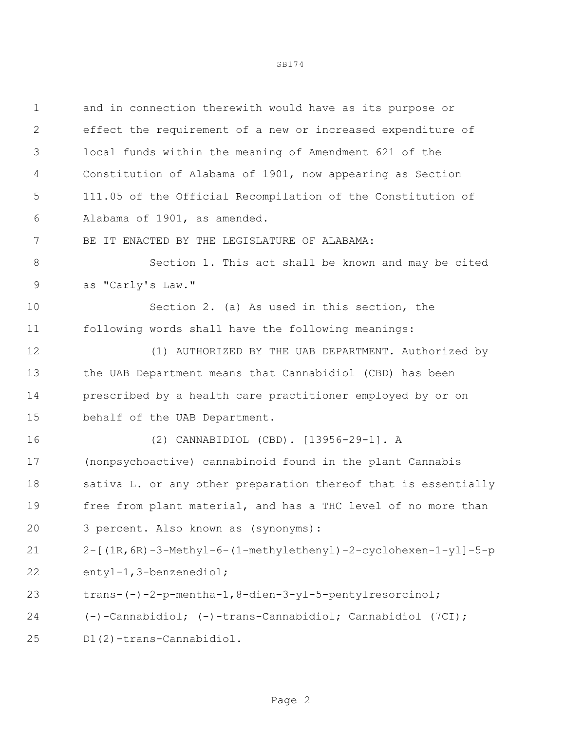and in connection therewith would have as its purpose or effect the requirement of a new or increased expenditure of local funds within the meaning of Amendment 621 of the Constitution of Alabama of 1901, now appearing as Section 111.05 of the Official Recompilation of the Constitution of Alabama of 1901, as amended.

BE IT ENACTED BY THE LEGISLATURE OF ALABAMA:

Section 1. This act shall be known and may be cited as "Carly's Law."

Section 2. (a) As used in this section, the following words shall have the following meanings:

(1) AUTHORIZED BY THE UAB DEPARTMENT. Authorized by the UAB Department means that Cannabidiol (CBD) has been prescribed by a health care practitioner employed by or on behalf of the UAB Department.

(2) CANNABIDIOL (CBD). [13956-29-1]. A (nonpsychoactive) cannabinoid found in the plant Cannabis sativa L. or any other preparation thereof that is essentially free from plant material, and has a THC level of no more than 3 percent. Also known as (synonyms): 2-[(1R,6R)-3-Methyl-6-(1-methylethenyl)-2-cyclohexen-1-yl]-5-pentyl-1,3-benzenediol; trans-(-)-2-p-mentha-1,8-dien-3-yl-5-pentylresorcinol; (-)-Cannabidiol; (-)-trans-Cannabidiol; Cannabidiol (7CI); D1(2)-trans-Cannabidiol.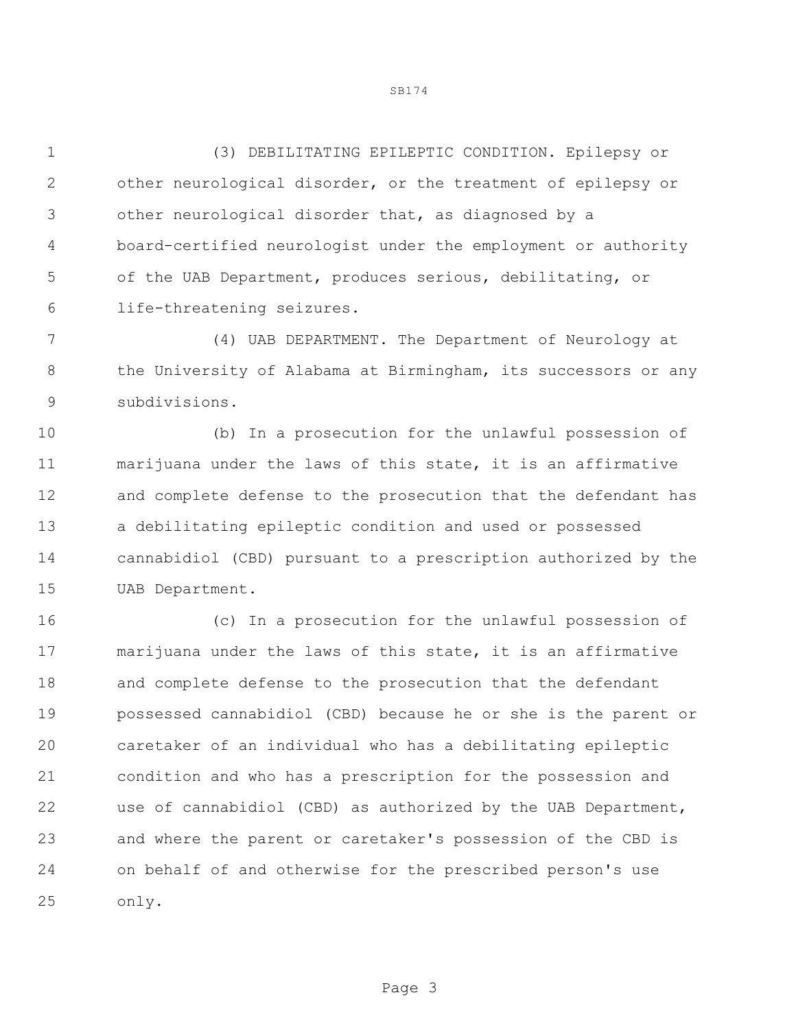(3) DEBILITATING EPILEPTIC CONDITION. Epilepsy or other neurological disorder, or the treatment of epilepsy or other neurological disorder that, as diagnosed by a board-certified neurologist under the employment or authority of the UAB Department, produces serious, debilitating, or life-threatening seizures.

(4) UAB DEPARTMENT. The Department of Neurology at the University of Alabama at Birmingham, its successors or any subdivisions.

(b) In a prosecution for the unlawful possession of marijuana under the laws of this state, it is an affirmative and complete defense to the prosecution that the defendant has a debilitating epileptic condition and used or possessed cannabidiol (CBD) pursuant to a prescription authorized by the UAB Department.

(c) In a prosecution for the unlawful possession of marijuana under the laws of this state, it is an affirmative and complete defense to the prosecution that the defendant possessed cannabidiol (CBD) because he or she is the parent or caretaker of an individual who has a debilitating epileptic condition and who has a prescription for the possession and use of cannabidiol (CBD) as authorized by the UAB Department, and where the parent or caretaker's possession of the CBD is on behalf of and otherwise for the prescribed person's use only.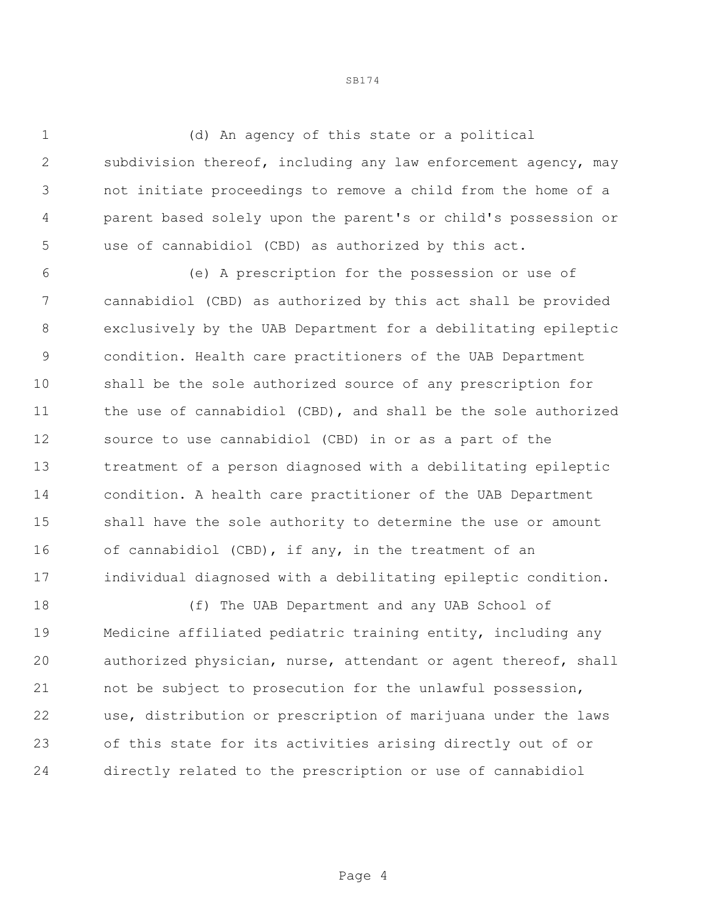(d) An agency of this state or a political subdivision thereof, including any law enforcement agency, may not initiate proceedings to remove a child from the home of a parent based solely upon the parent's or child's possession or use of cannabidiol (CBD) as authorized by this act.

(e) A prescription for the possession or use of cannabidiol (CBD) as authorized by this act shall be provided exclusively by the UAB Department for a debilitating epileptic condition. Health care practitioners of the UAB Department shall be the sole authorized source of any prescription for the use of cannabidiol (CBD), and shall be the sole authorized source to use cannabidiol (CBD) in or as a part of the treatment of a person diagnosed with a debilitating epileptic condition. A health care practitioner of the UAB Department shall have the sole authority to determine the use or amount of cannabidiol (CBD), if any, in the treatment of an individual diagnosed with a debilitating epileptic condition.

(f) The UAB Department and any UAB School of Medicine affiliated pediatric training entity, including any authorized physician, nurse, attendant or agent thereof, shall not be subject to prosecution for the unlawful possession, use, distribution or prescription of marijuana under the laws of this state for its activities arising directly out of or directly related to the prescription or use of cannabidiol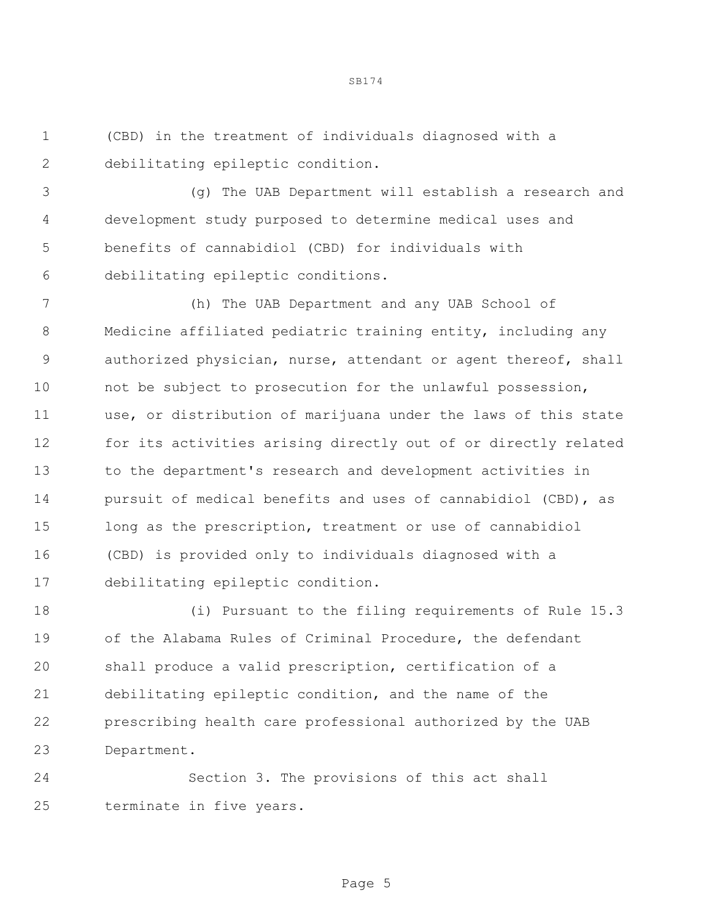(CBD) in the treatment of individuals diagnosed with a debilitating epileptic condition.

(g) The UAB Department will establish a research and development study purposed to determine medical uses and benefits of cannabidiol (CBD) for individuals with debilitating epileptic conditions.

(h) The UAB Department and any UAB School of Medicine affiliated pediatric training entity, including any authorized physician, nurse, attendant or agent thereof, shall not be subject to prosecution for the unlawful possession, use, or distribution of marijuana under the laws of this state for its activities arising directly out of or directly related to the department's research and development activities in pursuit of medical benefits and uses of cannabidiol (CBD), as long as the prescription, treatment or use of cannabidiol (CBD) is provided only to individuals diagnosed with a debilitating epileptic condition.

(i) Pursuant to the filing requirements of Rule 15.3 of the Alabama Rules of Criminal Procedure, the defendant shall produce a valid prescription, certification of a debilitating epileptic condition, and the name of the prescribing health care professional authorized by the UAB Department.

Section 3. The provisions of this act shall terminate in five years.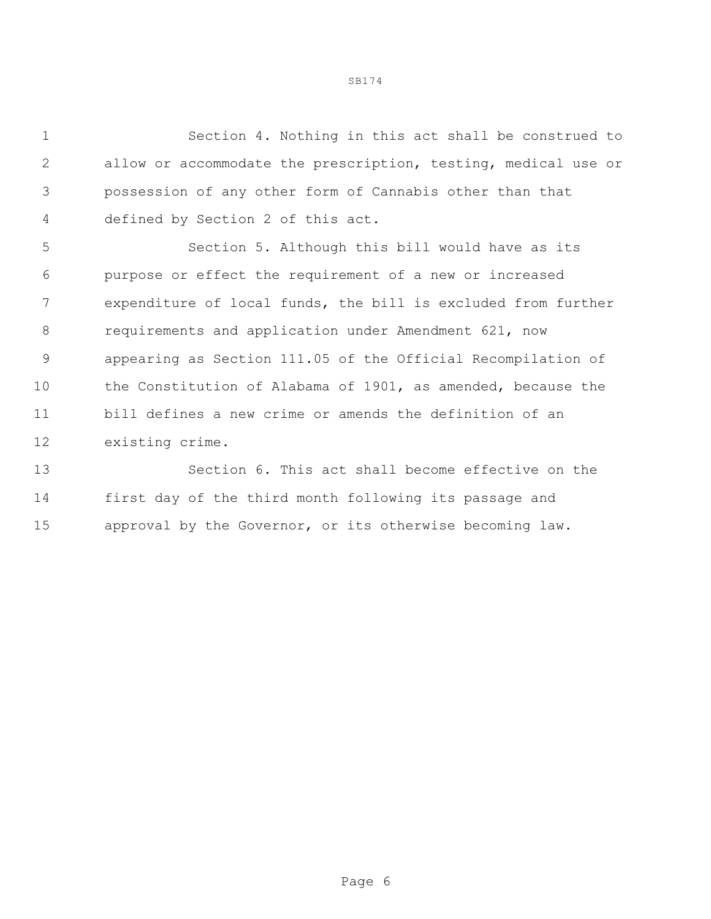Section 4. Nothing in this act shall be construed to allow or accommodate the prescription, testing, medical use or possession of any other form of Cannabis other than that defined by Section 2 of this act.

Section 5. Although this bill would have as its purpose or effect the requirement of a new or increased expenditure of local funds, the bill is excluded from further requirements and application under Amendment 621, now appearing as Section 111.05 of the Official Recompilation of the Constitution of Alabama of 1901, as amended, because the bill defines a new crime or amends the definition of an existing crime.

Section 6. This act shall become effective on the first day of the third month following its passage and approval by the Governor, or its otherwise becoming law.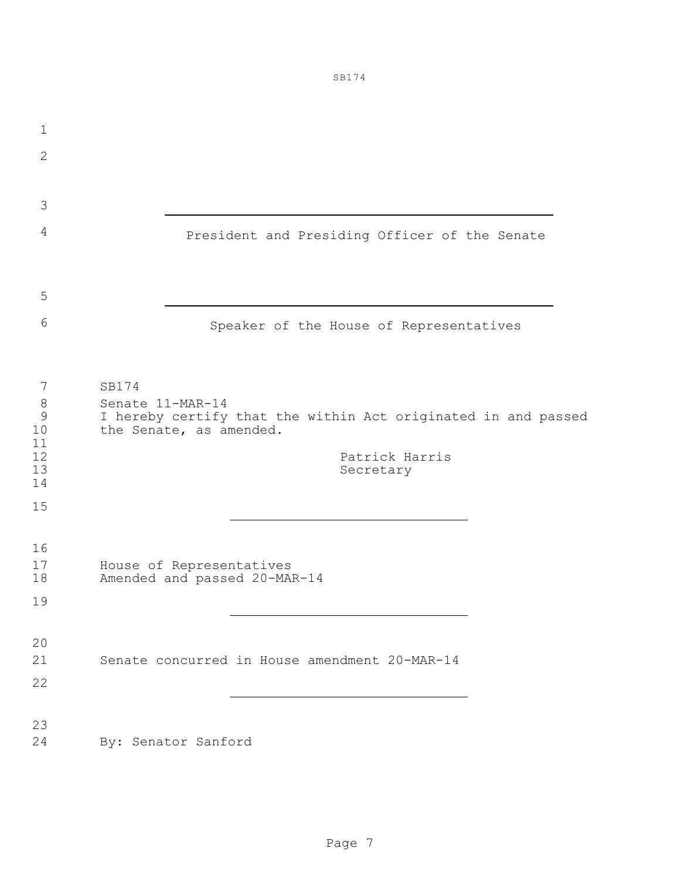\_\_\_\_\_\_\_\_\_\_\_\_\_\_\_\_\_\_\_\_\_\_\_\_\_\_\_\_\_\_\_\_\_\_\_\_\_\_\_\_

President and Presiding Officer of the Senate

\_\_\_\_\_\_\_\_\_\_\_\_\_\_\_\_\_\_\_\_\_\_\_\_\_\_\_\_\_\_\_\_\_\_\_\_\_\_\_\_

Speaker of the House of Representatives

SB174

Senate 11-MAR-14

I hereby certify that the within Act originated in and passed the Senate, as amended.

Patrick Harris
Secretary

\_\_\_\_\_\_\_\_\_\_\_\_\_\_\_\_\_\_\_\_\_\_\_\_\_\_\_\_\_\_\_\_

House of Representatives
Amended and passed 20-MAR-14

\_\_\_\_\_\_\_\_\_\_\_\_\_\_\_\_\_\_\_\_\_\_\_\_\_\_\_\_\_\_\_\_

Senate concurred in House amendment 20-MAR-14

\_\_\_\_\_\_\_\_\_\_\_\_\_\_\_\_\_\_\_\_\_\_\_\_\_\_\_\_\_\_\_\_

By: Senator Sanford